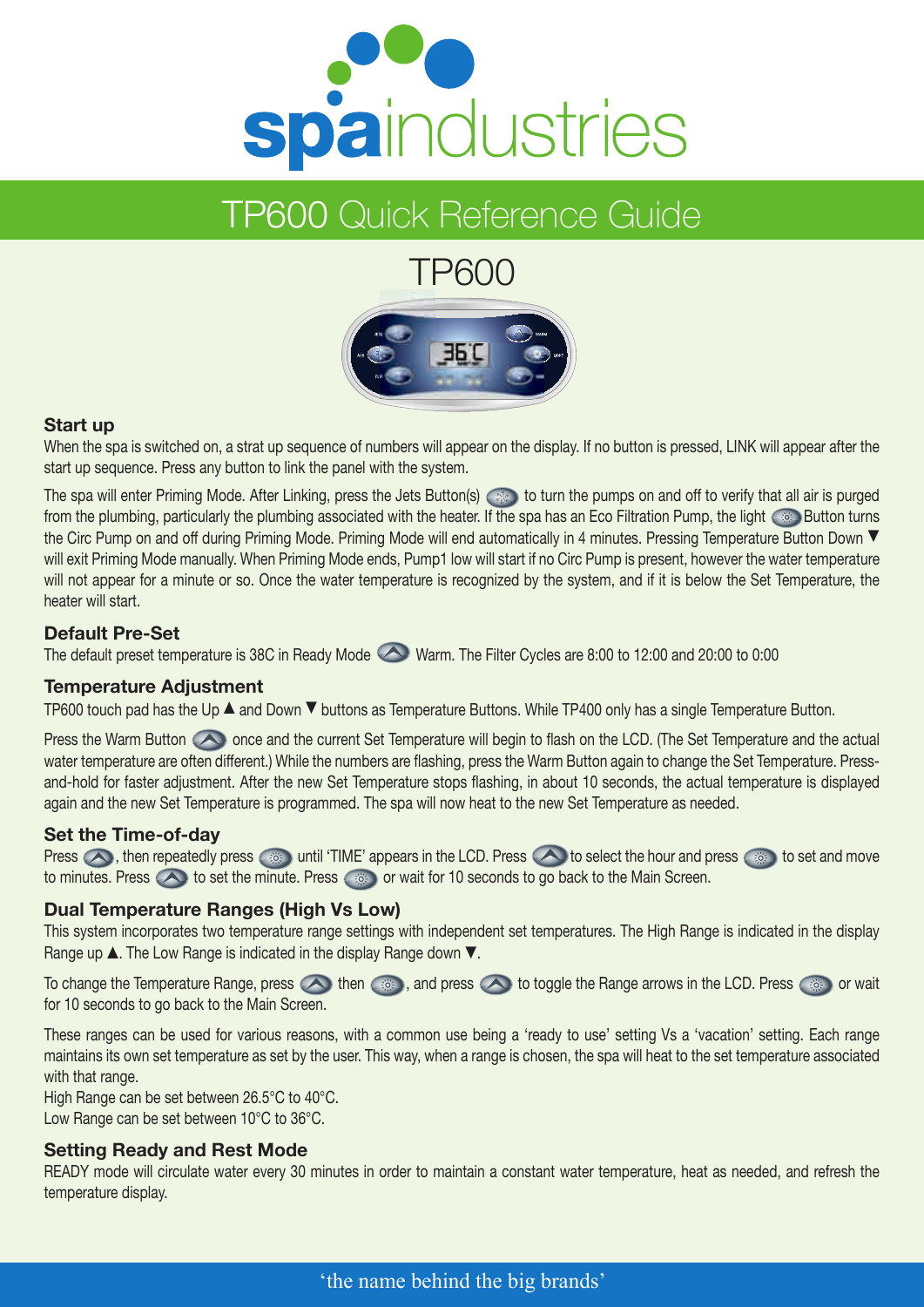# spaindustries

## TP600 Quick Reference Guide

TP600

### Start up

When the spa is switched on, a strat up sequence of numbers will appear on the display. If no button is pressed, LINK will appear after the start up sequence. Press any button to link the panel with the system.

The spa will enter Priming Mode. After Linking, press the Jets Button(s) to turn the pumps on and off to verify that all air is purged from the plumbing, particularly the plumbing associated with the heater. If the spa has an Eco Filtration Pump, the light Button turns the Circ Pump on and off during Priming Mode. Priming Mode will end automatically in 4 minutes. Pressing Temperature Button Down ▼ will exit Priming Mode manually. When Priming Mode ends, Pump1 low will start if no Circ Pump is present, however the water temperature will not appear for a minute or so. Once the water temperature is recognized by the system, and if it is below the Set Temperature, the heater will start.

### Default Pre-Set

The default preset temperature is 38C in Ready Mode Warm. The Filter Cycles are 8:00 to 12:00 and 20:00 to 0:00

### Temperature Adjustment

TP600 touch pad has the Up ▲ and Down ▼ buttons as Temperature Buttons. While TP400 only has a single Temperature Button.

Press the Warm Button once and the current Set Temperature will begin to flash on the LCD. (The Set Temperature and the actual water temperature are often different.) While the numbers are flashing, press the Warm Button again to change the Set Temperature. Press-and-hold for faster adjustment. After the new Set Temperature stops flashing, in about 10 seconds, the actual temperature is displayed again and the new Set Temperature is programmed. The spa will now heat to the new Set Temperature as needed.

### Set the Time-of-day

Press , then repeatedly press until 'TIME' appears in the LCD. Press to select the hour and press to set and move to minutes. Press to set the minute. Press or wait for 10 seconds to go back to the Main Screen.

### Dual Temperature Ranges (High Vs Low)

This system incorporates two temperature range settings with independent set temperatures. The High Range is indicated in the display Range up ▲. The Low Range is indicated in the display Range down ▼.

To change the Temperature Range, press then , and press to toggle the Range arrows in the LCD. Press or wait for 10 seconds to go back to the Main Screen.

These ranges can be used for various reasons, with a common use being a 'ready to use' setting Vs a 'vacation' setting. Each range maintains its own set temperature as set by the user. This way, when a range is chosen, the spa will heat to the set temperature associated with that range.
High Range can be set between 26.5°C to 40°C.
Low Range can be set between 10°C to 36°C.

### Setting Ready and Rest Mode

READY mode will circulate water every 30 minutes in order to maintain a constant water temperature, heat as needed, and refresh the temperature display.

'the name behind the big brands'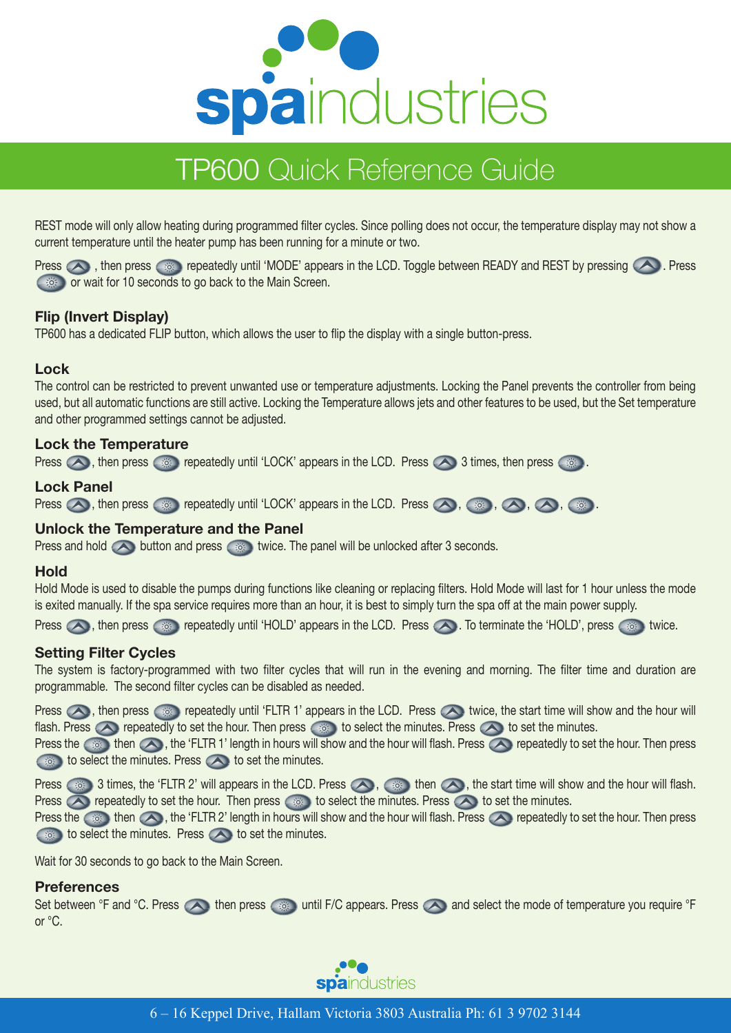# TP600 Quick Reference Guide

REST mode will only allow heating during programmed filter cycles. Since polling does not occur, the temperature display may not show a current temperature until the heater pump has been running for a minute or two.

Press [▲] , then press [☼] repeatedly until 'MODE' appears in the LCD. Toggle between READY and REST by pressing [▲]. Press [☼] or wait for 10 seconds to go back to the Main Screen.

### Flip (Invert Display)

TP600 has a dedicated FLIP button, which allows the user to flip the display with a single button-press.

### Lock

The control can be restricted to prevent unwanted use or temperature adjustments. Locking the Panel prevents the controller from being used, but all automatic functions are still active. Locking the Temperature allows jets and other features to be used, but the Set temperature and other programmed settings cannot be adjusted.

### Lock the Temperature

Press [▲], then press [☼] repeatedly until 'LOCK' appears in the LCD. Press [▲] 3 times, then press [☼].

### Lock Panel

Press [▲], then press [☼] repeatedly until 'LOCK' appears in the LCD. Press [▲], [☼], [▲], [▲], [☼].

### Unlock the Temperature and the Panel

Press and hold [▲] button and press [☼] twice. The panel will be unlocked after 3 seconds.

### Hold

Hold Mode is used to disable the pumps during functions like cleaning or replacing filters. Hold Mode will last for 1 hour unless the mode is exited manually. If the spa service requires more than an hour, it is best to simply turn the spa off at the main power supply.

Press [▲], then press [☼] repeatedly until 'HOLD' appears in the LCD. Press [▲]. To terminate the 'HOLD', press [☼] twice.

### Setting Filter Cycles

The system is factory-programmed with two filter cycles that will run in the evening and morning. The filter time and duration are programmable. The second filter cycles can be disabled as needed.

Press [▲], then press [☼] repeatedly until 'FLTR 1' appears in the LCD. Press [▲] twice, the start time will show and the hour will flash. Press [▲] repeatedly to set the hour. Then press [☼] to select the minutes. Press [▲] to set the minutes.
Press the [☼] then [▲], the 'FLTR 1' length in hours will show and the hour will flash. Press [▲] repeatedly to set the hour. Then press [☼] to select the minutes. Press [▲] to set the minutes.

Press [☼] 3 times, the 'FLTR 2' will appears in the LCD. Press [▲], [☼] then [▲], the start time will show and the hour will flash. Press [▲] repeatedly to set the hour. Then press [☼] to select the minutes. Press [▲] to set the minutes.
Press the [☼] then [▲], the 'FLTR 2' length in hours will show and the hour will flash. Press [▲] repeatedly to set the hour. Then press [☼] to select the minutes. Press [▲] to set the minutes.

Wait for 30 seconds to go back to the Main Screen.

### Preferences

Set between °F and °C. Press [▲] then press [☼] until F/C appears. Press [▲] and select the mode of temperature you require °F or °C.

6 – 16 Keppel Drive, Hallam Victoria 3803 Australia Ph: 61 3 9702 3144